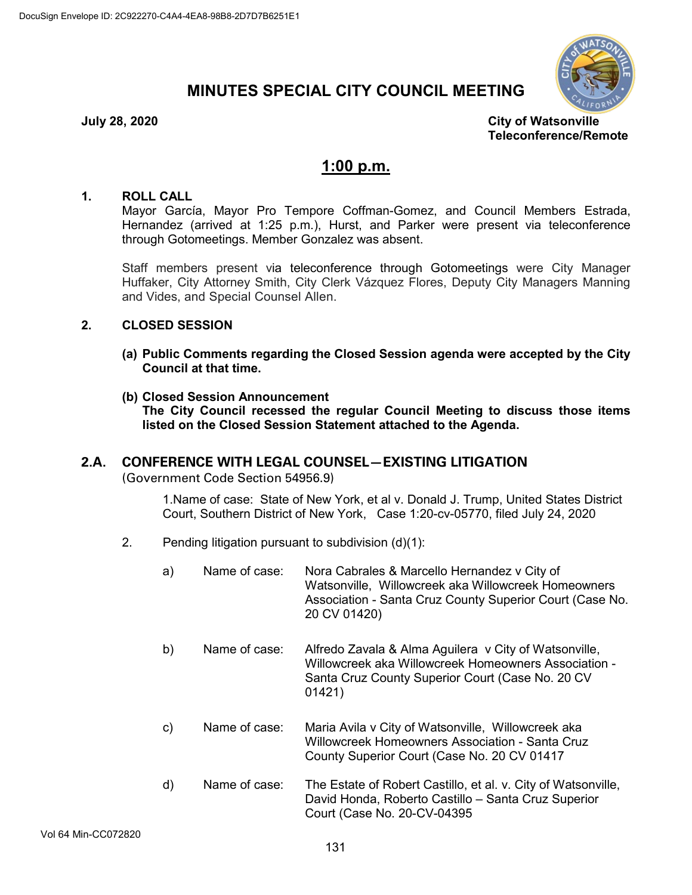# MINUTES SPECIAL CITY COUNCIL MEETING

**July 28, 2020**

**City of Watsonville**
**Teleconference/Remote**

## 1:00 p.m.

### 1. ROLL CALL

Mayor García, Mayor Pro Tempore Coffman-Gomez, and Council Members Estrada, Hernandez (arrived at 1:25 p.m.), Hurst, and Parker were present via teleconference through Gotomeetings. Member Gonzalez was absent.

Staff members present via teleconference through Gotomeetings were City Manager Huffaker, City Attorney Smith, City Clerk Vázquez Flores, Deputy City Managers Manning and Vides, and Special Counsel Allen.

### 2. CLOSED SESSION

**(a) Public Comments regarding the Closed Session agenda were accepted by the City Council at that time.**

**(b) Closed Session Announcement**
**The City Council recessed the regular Council Meeting to discuss those items listed on the Closed Session Statement attached to the Agenda.**

### 2.A. CONFERENCE WITH LEGAL COUNSEL—EXISTING LITIGATION

(Government Code Section 54956.9)

1.Name of case: State of New York, et al v. Donald J. Trump, United States District Court, Southern District of New York, Case 1:20-cv-05770, filed July 24, 2020

2. Pending litigation pursuant to subdivision (d)(1):

a) Name of case: Nora Cabrales & Marcello Hernandez v City of Watsonville, Willowcreek aka Willowcreek Homeowners Association - Santa Cruz County Superior Court (Case No. 20 CV 01420)

b) Name of case: Alfredo Zavala & Alma Aguilera v City of Watsonville, Willowcreek aka Willowcreek Homeowners Association - Santa Cruz County Superior Court (Case No. 20 CV 01421)

c) Name of case: Maria Avila v City of Watsonville, Willowcreek aka Willowcreek Homeowners Association - Santa Cruz County Superior Court (Case No. 20 CV 01417

d) Name of case: The Estate of Robert Castillo, et al. v. City of Watsonville, David Honda, Roberto Castillo – Santa Cruz Superior Court (Case No. 20-CV-04395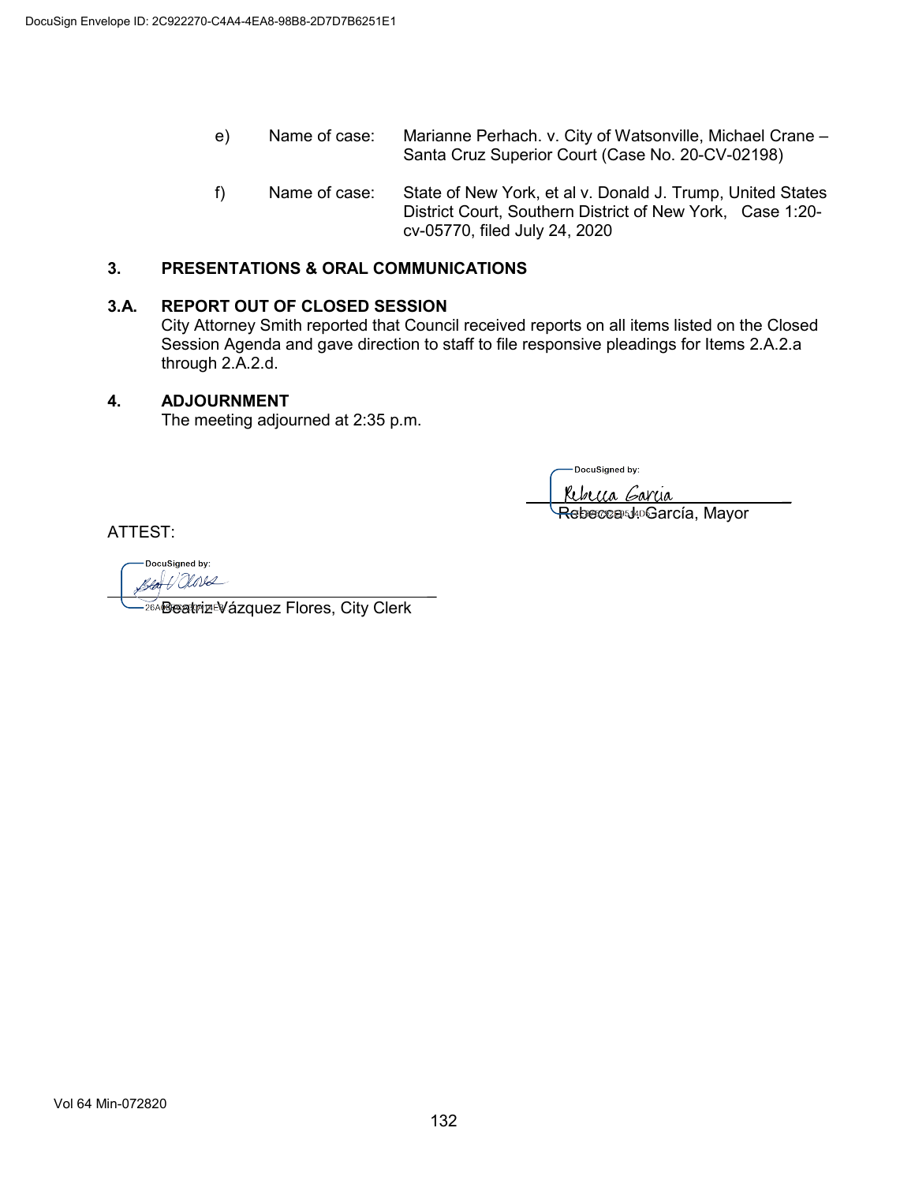e) Name of case: Marianne Perhach. v. City of Watsonville, Michael Crane – Santa Cruz Superior Court (Case No. 20-CV-02198)

f) Name of case: State of New York, et al v. Donald J. Trump, United States District Court, Southern District of New York, Case 1:20-cv-05770, filed July 24, 2020

## 3. PRESENTATIONS & ORAL COMMUNICATIONS

### 3.A. REPORT OUT OF CLOSED SESSION

City Attorney Smith reported that Council received reports on all items listed on the Closed Session Agenda and gave direction to staff to file responsive pleadings for Items 2.A.2.a through 2.A.2.d.

## 4. ADJOURNMENT

The meeting adjourned at 2:35 p.m.

DocuSigned by:

Rebecca García

Rebecca J. García, Mayor

ATTEST:

DocuSigned by:

Beatriz Vázquez Flores, City Clerk

Vol 64 Min-072820